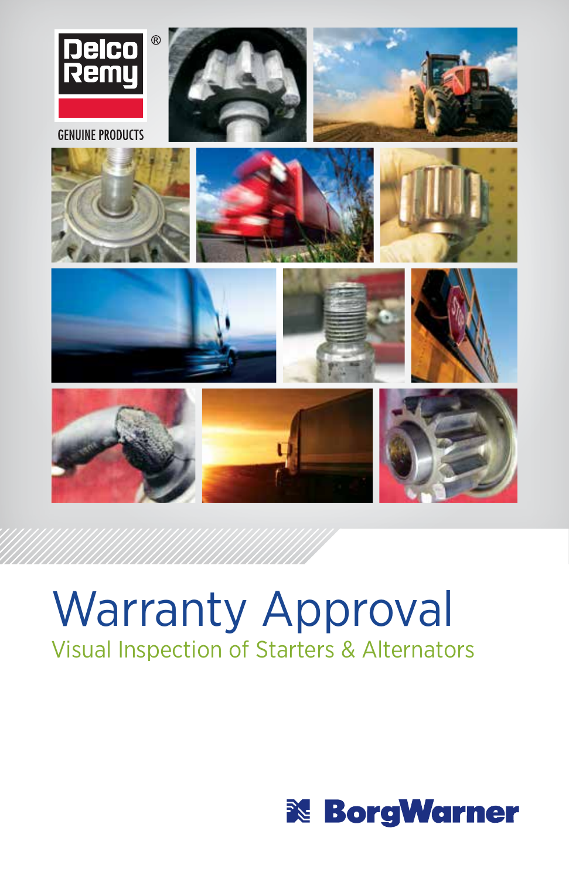Delco Remy®

GENUINE PRODUCTS

# Warranty Approval

## Visual Inspection of Starters & Alternators

BorgWarner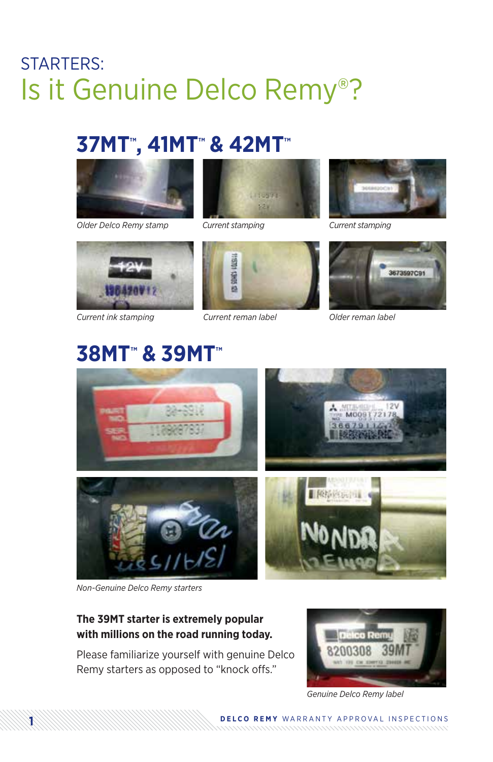# STARTERS:
# Is it Genuine Delco Remy®?

## 37MT™, 41MT™ & 42MT™

*Older Delco Remy stamp*

*Current stamping*

*Current stamping*

*Current ink stamping*

*Current reman label*

*Older reman label*

## 38MT™ & 39MT™

*Non-Genuine Delco Remy starters*

**The 39MT starter is extremely popular with millions on the road running today.**

Please familiarize yourself with genuine Delco Remy starters as opposed to "knock offs."

*Genuine Delco Remy label*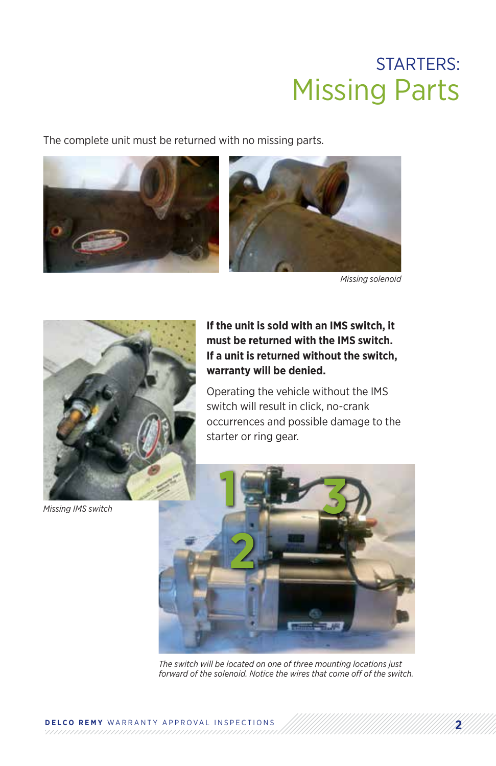# STARTERS: Missing Parts

The complete unit must be returned with no missing parts.

*Missing solenoid*

**If the unit is sold with an IMS switch, it must be returned with the IMS switch. If a unit is returned without the switch, warranty will be denied.**

Operating the vehicle without the IMS switch will result in click, no-crank occurrences and possible damage to the starter or ring gear.

*Missing IMS switch*

*The switch will be located on one of three mounting locations just forward of the solenoid. Notice the wires that come off of the switch.*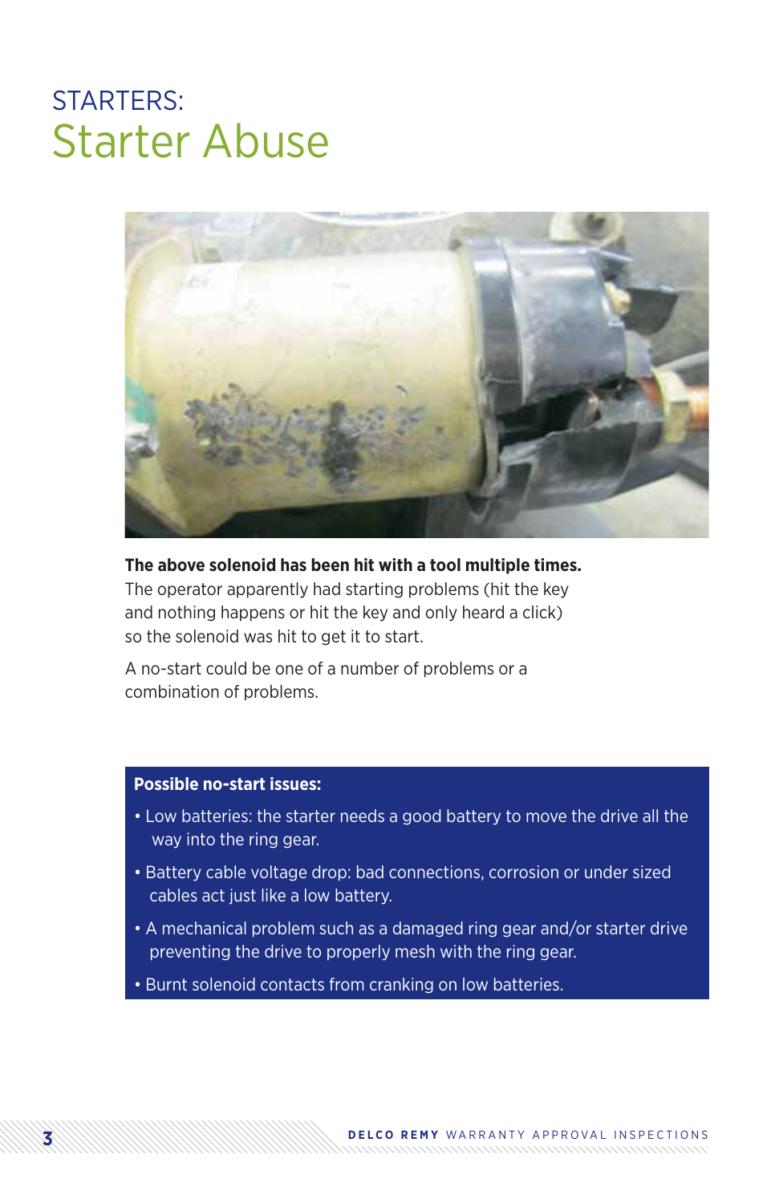## STARTERS:

# Starter Abuse

**The above solenoid has been hit with a tool multiple times.** The operator apparently had starting problems (hit the key and nothing happens or hit the key and only heard a click) so the solenoid was hit to get it to start.

A no-start could be one of a number of problems or a combination of problems.

**Possible no-start issues:**

- Low batteries: the starter needs a good battery to move the drive all the way into the ring gear.
- Battery cable voltage drop: bad connections, corrosion or under sized cables act just like a low battery.
- A mechanical problem such as a damaged ring gear and/or starter drive preventing the drive to properly mesh with the ring gear.
- Burnt solenoid contacts from cranking on low batteries.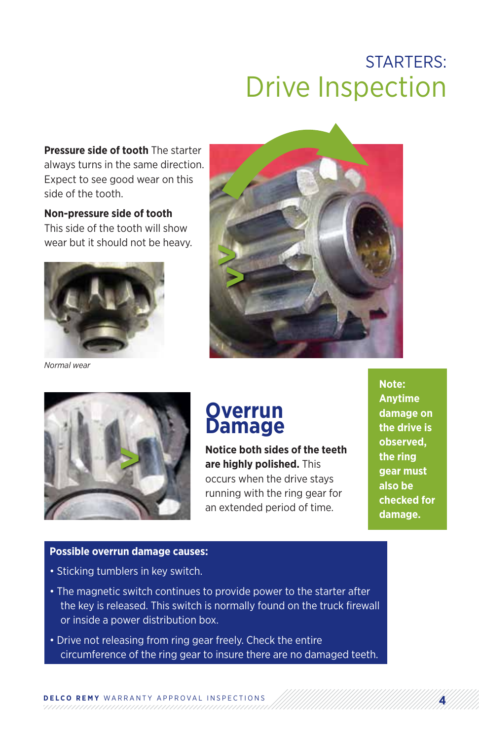# STARTERS:
# Drive Inspection

**Pressure side of tooth** The starter always turns in the same direction. Expect to see good wear on this side of the tooth.

**Non-pressure side of tooth**
This side of the tooth will show wear but it should not be heavy.

*Normal wear*

## Overrun Damage

**Notice both sides of the teeth are highly polished.** This occurs when the drive stays running with the ring gear for an extended period of time.

**Note: Anytime damage on the drive is observed, the ring gear must also be checked for damage.**

**Possible overrun damage causes:**

- Sticking tumblers in key switch.
- The magnetic switch continues to provide power to the starter after the key is released. This switch is normally found on the truck firewall or inside a power distribution box.
- Drive not releasing from ring gear freely. Check the entire circumference of the ring gear to insure there are no damaged teeth.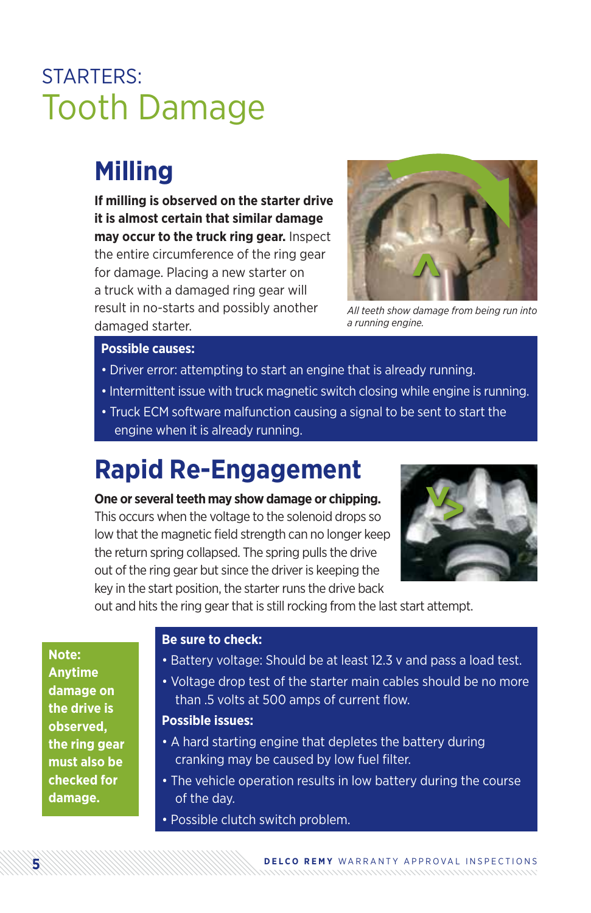# STARTERS: Tooth Damage

## Milling

**If milling is observed on the starter drive it is almost certain that similar damage may occur to the truck ring gear.** Inspect the entire circumference of the ring gear for damage. Placing a new starter on a truck with a damaged ring gear will result in no-starts and possibly another damaged starter.

*All teeth show damage from being run into a running engine.*

**Possible causes:**

- Driver error: attempting to start an engine that is already running.
- Intermittent issue with truck magnetic switch closing while engine is running.
- Truck ECM software malfunction causing a signal to be sent to start the engine when it is already running.

## Rapid Re-Engagement

**One or several teeth may show damage or chipping.** This occurs when the voltage to the solenoid drops so low that the magnetic field strength can no longer keep the return spring collapsed. The spring pulls the drive out of the ring gear but since the driver is keeping the key in the start position, the starter runs the drive back out and hits the ring gear that is still rocking from the last start attempt.

**Note: Anytime damage on the drive is observed, the ring gear must also be checked for damage.**

**Be sure to check:**

- Battery voltage: Should be at least 12.3 v and pass a load test.
- Voltage drop test of the starter main cables should be no more than .5 volts at 500 amps of current flow.

**Possible issues:**

- A hard starting engine that depletes the battery during cranking may be caused by low fuel filter.
- The vehicle operation results in low battery during the course of the day.
- Possible clutch switch problem.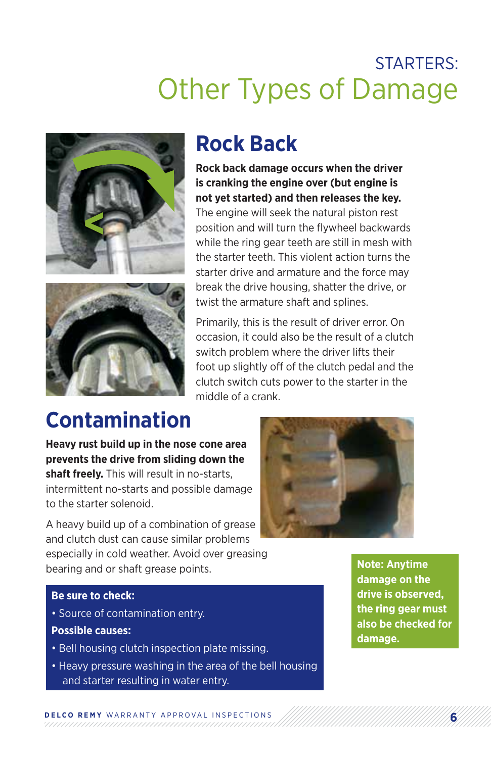# STARTERS: Other Types of Damage

## Rock Back

**Rock back damage occurs when the driver is cranking the engine over (but engine is not yet started) and then releases the key.** The engine will seek the natural piston rest position and will turn the flywheel backwards while the ring gear teeth are still in mesh with the starter teeth. This violent action turns the starter drive and armature and the force may break the drive housing, shatter the drive, or twist the armature shaft and splines.

Primarily, this is the result of driver error. On occasion, it could also be the result of a clutch switch problem where the driver lifts their foot up slightly off of the clutch pedal and the clutch switch cuts power to the starter in the middle of a crank.

## Contamination

**Heavy rust build up in the nose cone area prevents the drive from sliding down the shaft freely.** This will result in no-starts, intermittent no-starts and possible damage to the starter solenoid.

A heavy build up of a combination of grease and clutch dust can cause similar problems especially in cold weather. Avoid over greasing bearing and or shaft grease points.

**Be sure to check:**

- Source of contamination entry.

**Possible causes:**

- Bell housing clutch inspection plate missing.
- Heavy pressure washing in the area of the bell housing and starter resulting in water entry.

**Note: Anytime damage on the drive is observed, the ring gear must also be checked for damage.**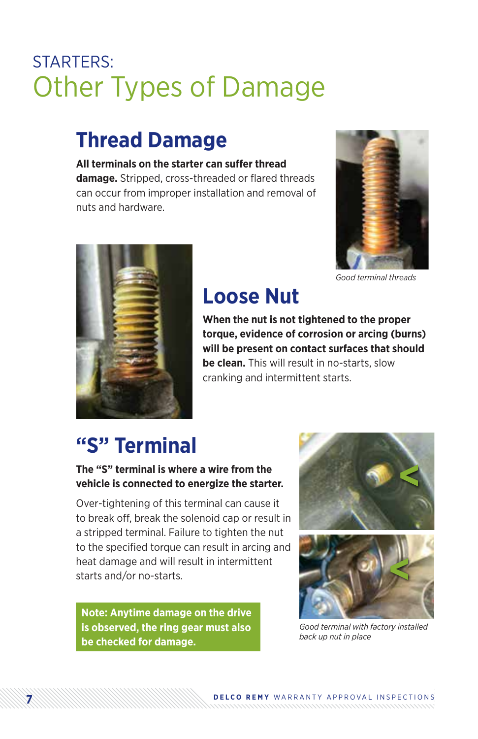# STARTERS:
# Other Types of Damage

## Thread Damage

**All terminals on the starter can suffer thread damage.** Stripped, cross-threaded or flared threads can occur from improper installation and removal of nuts and hardware.

*Good terminal threads*

## Loose Nut

**When the nut is not tightened to the proper torque, evidence of corrosion or arcing (burns) will be present on contact surfaces that should be clean.** This will result in no-starts, slow cranking and intermittent starts.

## "S" Terminal

**The "S" terminal is where a wire from the vehicle is connected to energize the starter.**

Over-tightening of this terminal can cause it to break off, break the solenoid cap or result in a stripped terminal. Failure to tighten the nut to the specified torque can result in arcing and heat damage and will result in intermittent starts and/or no-starts.

*Good terminal with factory installed back up nut in place*

**Note: Anytime damage on the drive is observed, the ring gear must also be checked for damage.**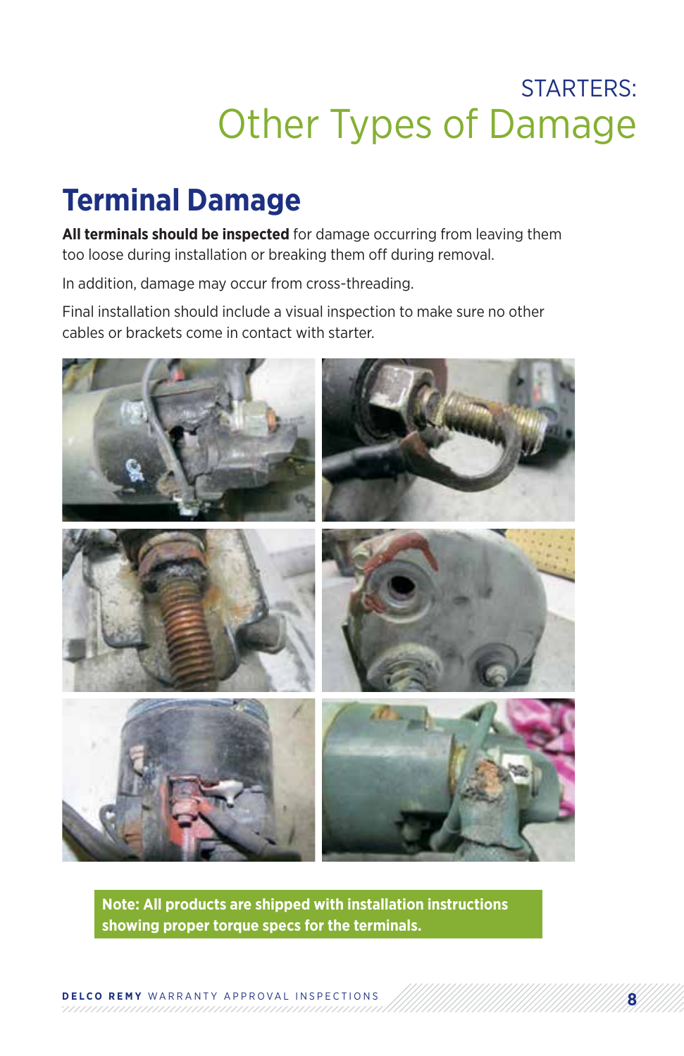STARTERS:

# Other Types of Damage

## Terminal Damage

**All terminals should be inspected** for damage occurring from leaving them too loose during installation or breaking them off during removal.

In addition, damage may occur from cross-threading.

Final installation should include a visual inspection to make sure no other cables or brackets come in contact with starter.

**Note: All products are shipped with installation instructions showing proper torque specs for the terminals.**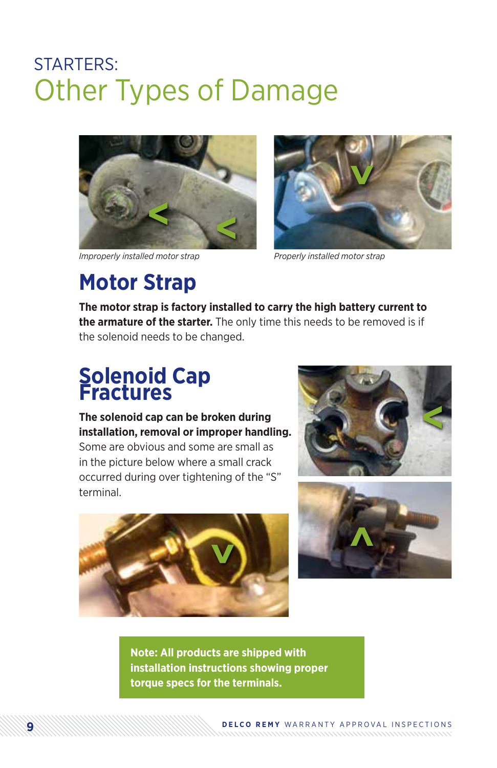# STARTERS:
# Other Types of Damage

*Improperly installed motor strap*

*Properly installed motor strap*

## Motor Strap

**The motor strap is factory installed to carry the high battery current to the armature of the starter.** The only time this needs to be removed is if the solenoid needs to be changed.

## Solenoid Cap Fractures

**The solenoid cap can be broken during installation, removal or improper handling.** Some are obvious and some are small as in the picture below where a small crack occurred during over tightening of the "S" terminal.

**Note: All products are shipped with installation instructions showing proper torque specs for the terminals.**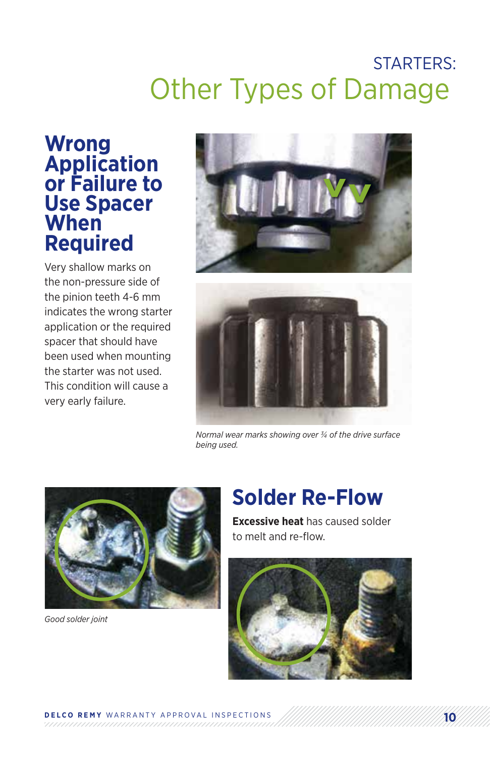# STARTERS: Other Types of Damage

## Wrong Application or Failure to Use Spacer When Required

Very shallow marks on the non-pressure side of the pinion teeth 4-6 mm indicates the wrong starter application or the required spacer that should have been used when mounting the starter was not used. This condition will cause a very early failure.

*Normal wear marks showing over ¾ of the drive surface being used.*

*Good solder joint*

## Solder Re-Flow

**Excessive heat** has caused solder to melt and re-flow.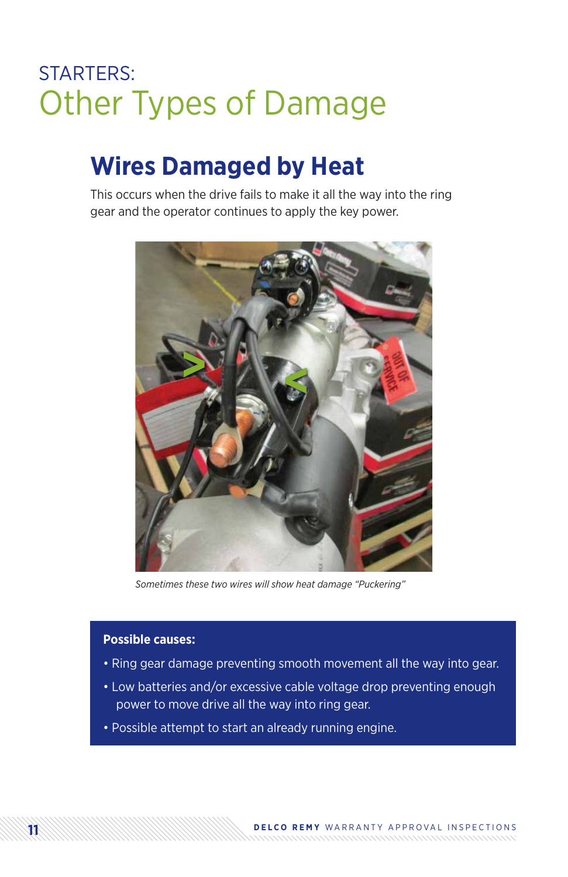# STARTERS:
# Other Types of Damage

## Wires Damaged by Heat

This occurs when the drive fails to make it all the way into the ring gear and the operator continues to apply the key power.

*Sometimes these two wires will show heat damage "Puckering"*

**Possible causes:**

- Ring gear damage preventing smooth movement all the way into gear.
- Low batteries and/or excessive cable voltage drop preventing enough power to move drive all the way into ring gear.
- Possible attempt to start an already running engine.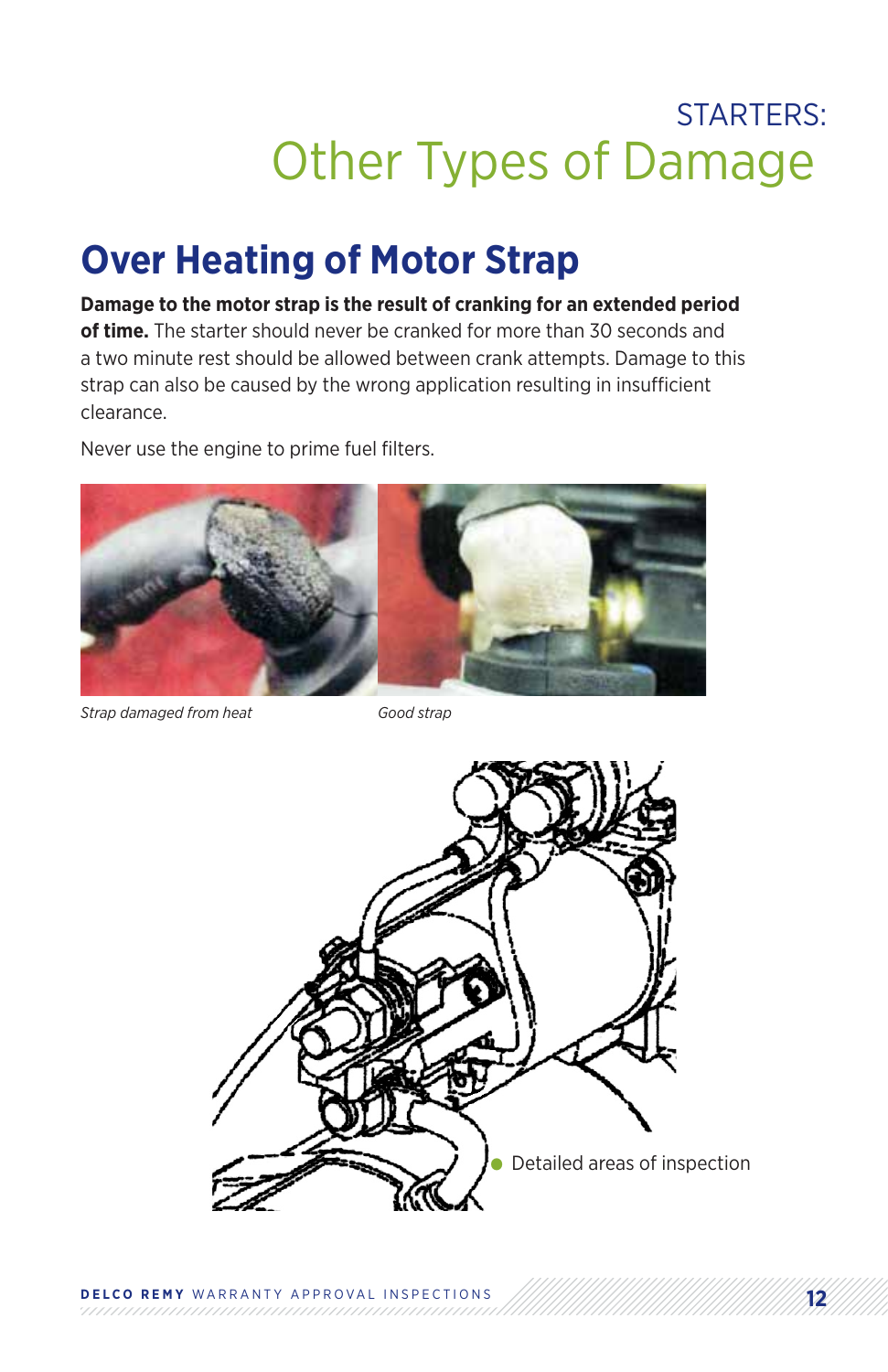# STARTERS:
# Other Types of Damage

## Over Heating of Motor Strap

**Damage to the motor strap is the result of cranking for an extended period of time.** The starter should never be cranked for more than 30 seconds and a two minute rest should be allowed between crank attempts. Damage to this strap can also be caused by the wrong application resulting in insufficient clearance.

Never use the engine to prime fuel filters.

*Strap damaged from heat*

*Good strap*

Detailed areas of inspection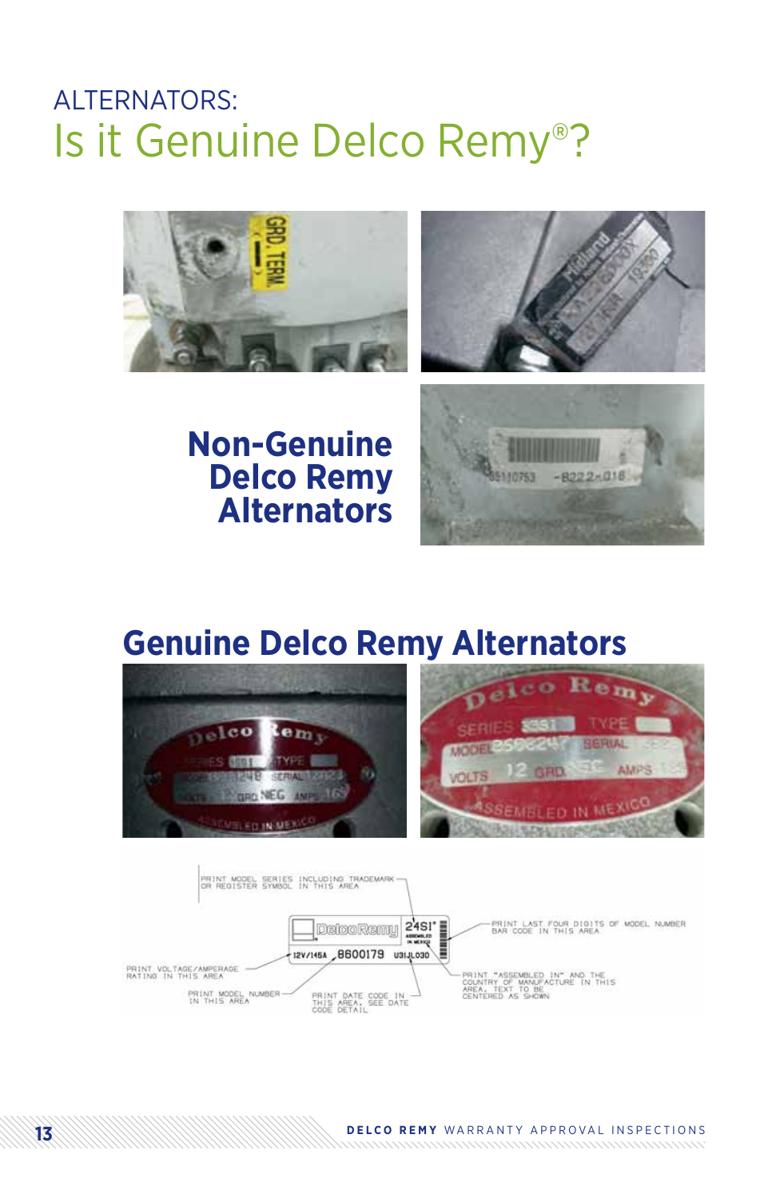ALTERNATORS:

# Is it Genuine Delco Remy®?

## Non-Genuine Delco Remy Alternators

## Genuine Delco Remy Alternators

PRINT MODEL SERIES INCLUDING TRADEMARK OR REGISTER SYMBOL IN THIS AREA

PRINT LAST FOUR DIGITS OF MODEL NUMBER BAR CODE IN THIS AREA

PRINT VOLTAGE/AMPERAGE RATING IN THIS AREA

PRINT MODEL NUMBER IN THIS AREA

PRINT DATE CODE IN THIS AREA. SEE DATE CODE DETAIL

PRINT "ASSEMBLED IN" AND THE COUNTRY OF MANUFACTURE IN THIS AREA. TEXT TO BE CENTERED AS SHOWN

DelcoRemy 24SI® ASSEMBLED IN MEXICO 12V/145A 8600179 U31JL030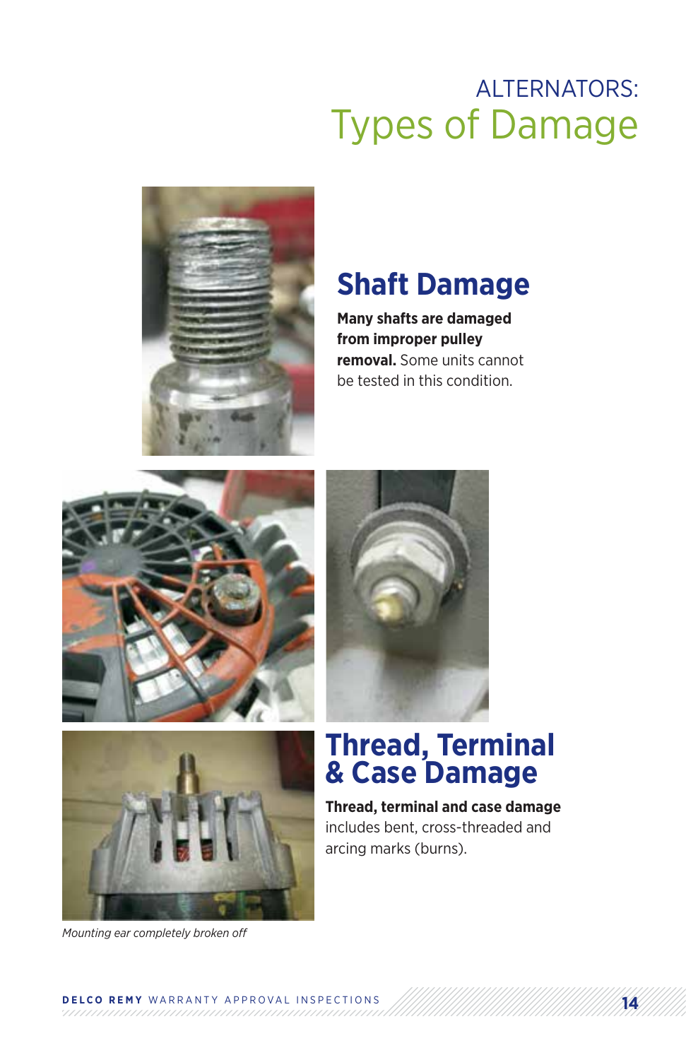# ALTERNATORS: Types of Damage

## Shaft Damage

**Many shafts are damaged from improper pulley removal.** Some units cannot be tested in this condition.

## Thread, Terminal & Case Damage

**Thread, terminal and case damage** includes bent, cross-threaded and arcing marks (burns).

*Mounting ear completely broken off*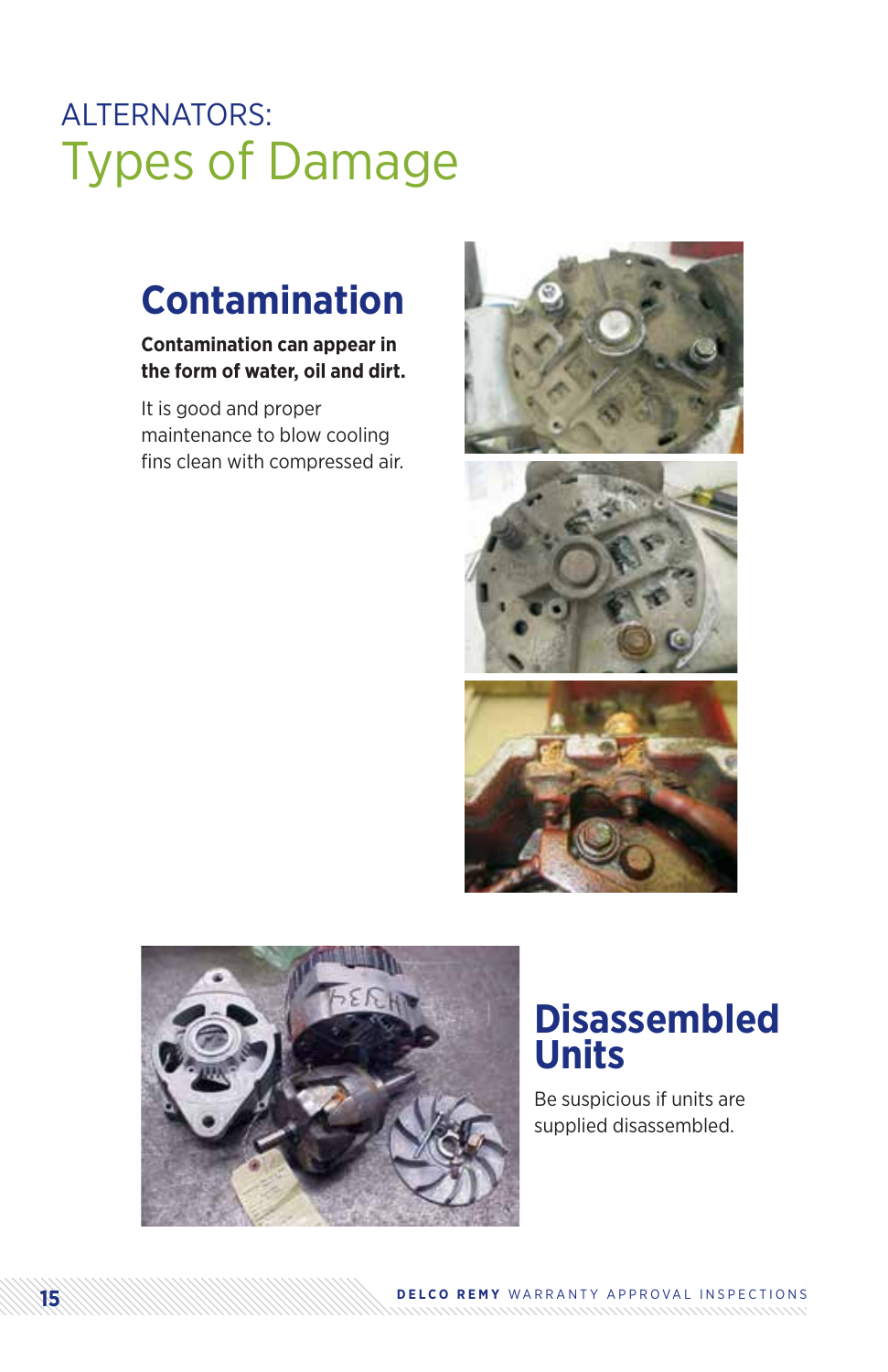# ALTERNATORS: Types of Damage

## Contamination

**Contamination can appear in the form of water, oil and dirt.**

It is good and proper maintenance to blow cooling fins clean with compressed air.

## Disassembled Units

Be suspicious if units are supplied disassembled.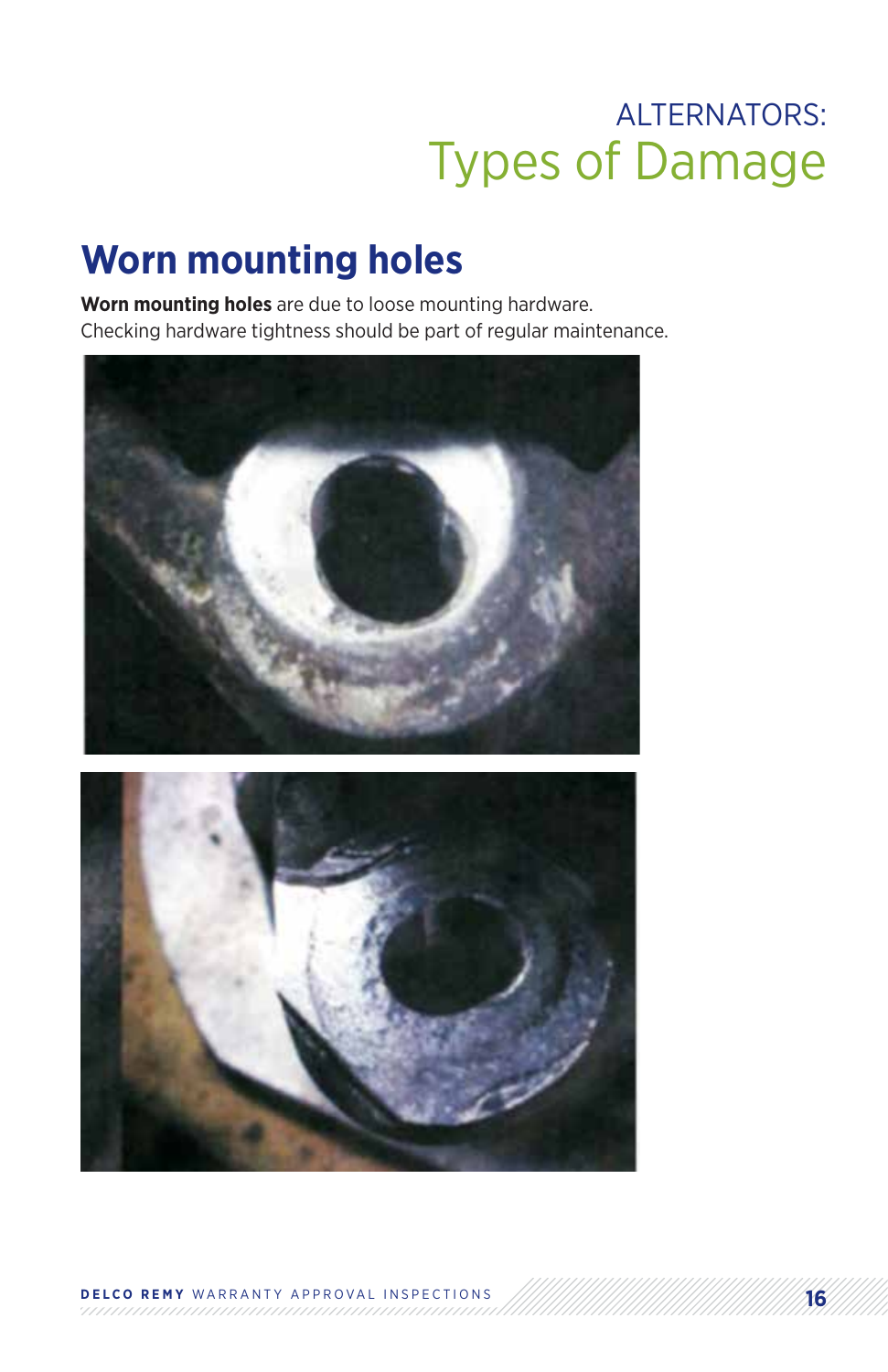# ALTERNATORS: Types of Damage

## Worn mounting holes

**Worn mounting holes** are due to loose mounting hardware. Checking hardware tightness should be part of regular maintenance.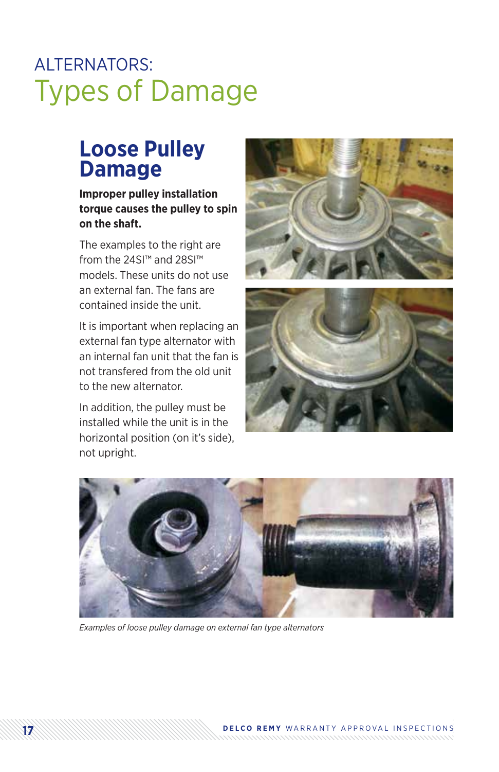# ALTERNATORS: Types of Damage

## Loose Pulley Damage

**Improper pulley installation torque causes the pulley to spin on the shaft.**

The examples to the right are from the 24SI™ and 28SI™ models. These units do not use an external fan. The fans are contained inside the unit.

It is important when replacing an external fan type alternator with an internal fan unit that the fan is not transfered from the old unit to the new alternator.

In addition, the pulley must be installed while the unit is in the horizontal position (on it's side), not upright.

*Examples of loose pulley damage on external fan type alternators*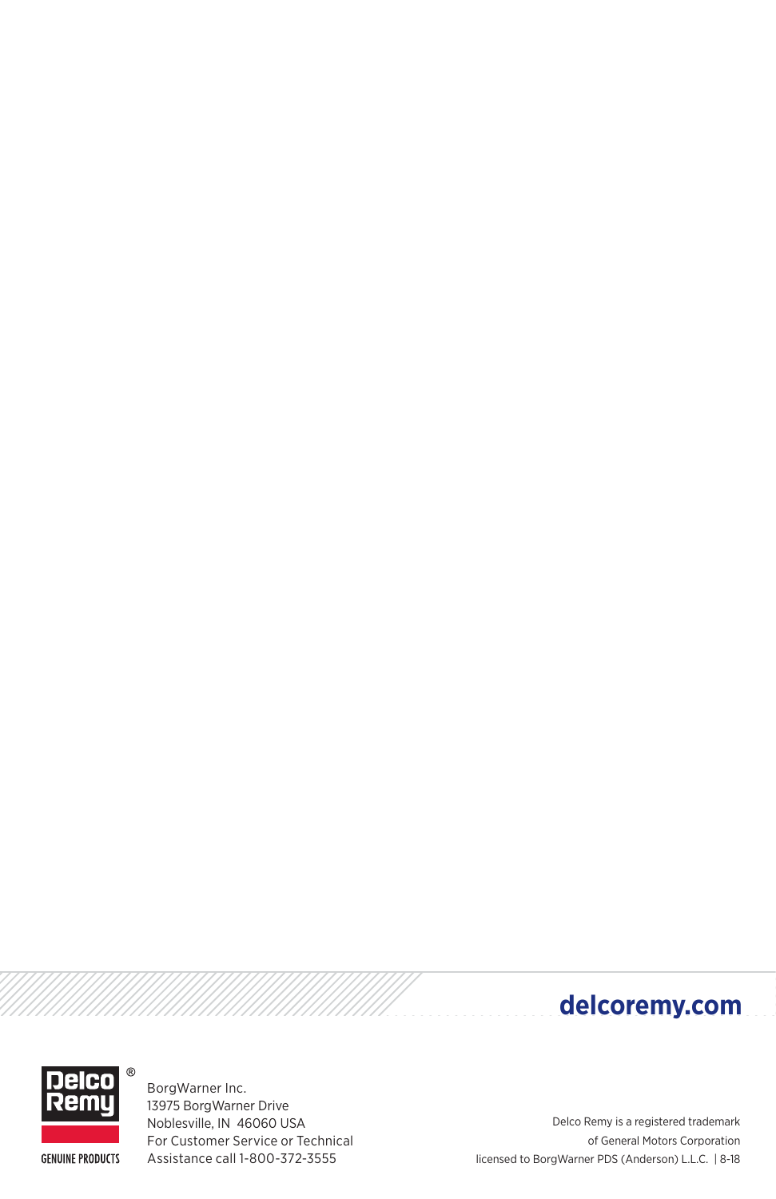**delcoremy.com**

Delco Remy®

GENUINE PRODUCTS

BorgWarner Inc.
13975 BorgWarner Drive
Noblesville, IN 46060 USA
For Customer Service or Technical Assistance call 1-800-372-3555

Delco Remy is a registered trademark of General Motors Corporation licensed to BorgWarner PDS (Anderson) L.L.C. | 8-18